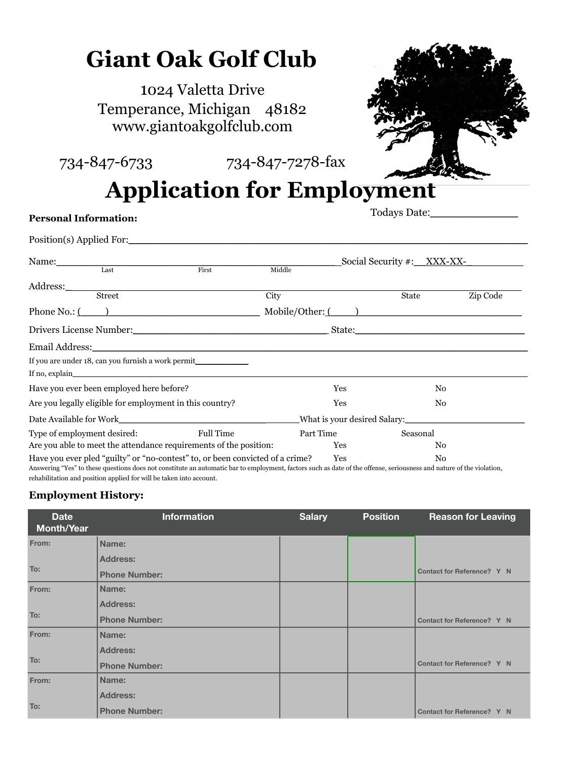# Giant Oak Golf Club

1024 Valetta Drive
Temperance, Michigan 48182
www.giantoakgolfclub.com

734-847-6733 734-847-7278-fax

# Application for Employment

Todays Date:_____________

**Personal Information:**

Position(s) Applied For:_______________________________________________

Name:_______________________________________________ Social Security #: XXX-XX-_________
Last First Middle

Address:_______________________________________________
Street City State Zip Code

Phone No.: (____)______________________ Mobile/Other: (____)______________________

Drivers License Number:______________________ State:______________________

Email Address:_______________________________________________

If you are under 18, can you furnish a work permit__________

If no, explain_______________________________________________

Have you ever been employed here before? Yes No

Are you legally eligible for employment in this country? Yes No

Date Available for Work______________________ What is your desired Salary:______________________

Type of employment desired: Full Time Part Time Seasonal

Are you able to meet the attendance requirements of the position: Yes No

Have you ever pled "guilty" or "no-contest" to, or been convicted of a crime? Yes No

Answering "Yes" to these questions does not constitute an automatic bar to employment, factors such as date of the offense, seriousness and nature of the violation, rehabilitation and position applied for will be taken into account.

### Employment History:

| Date Month/Year | Information | Salary | Position | Reason for Leaving |
|---|---|---|---|---|
| From: <br> To: | Name: <br> Address: <br> Phone Number: | | | Contact for Reference? Y N |
| From: <br> To: | Name: <br> Address: <br> Phone Number: | | | Contact for Reference? Y N |
| From: <br> To: | Name: <br> Address: <br> Phone Number: | | | Contact for Reference? Y N |
| From: <br> To: | Name: <br> Address: <br> Phone Number: | | | Contact for Reference? Y N |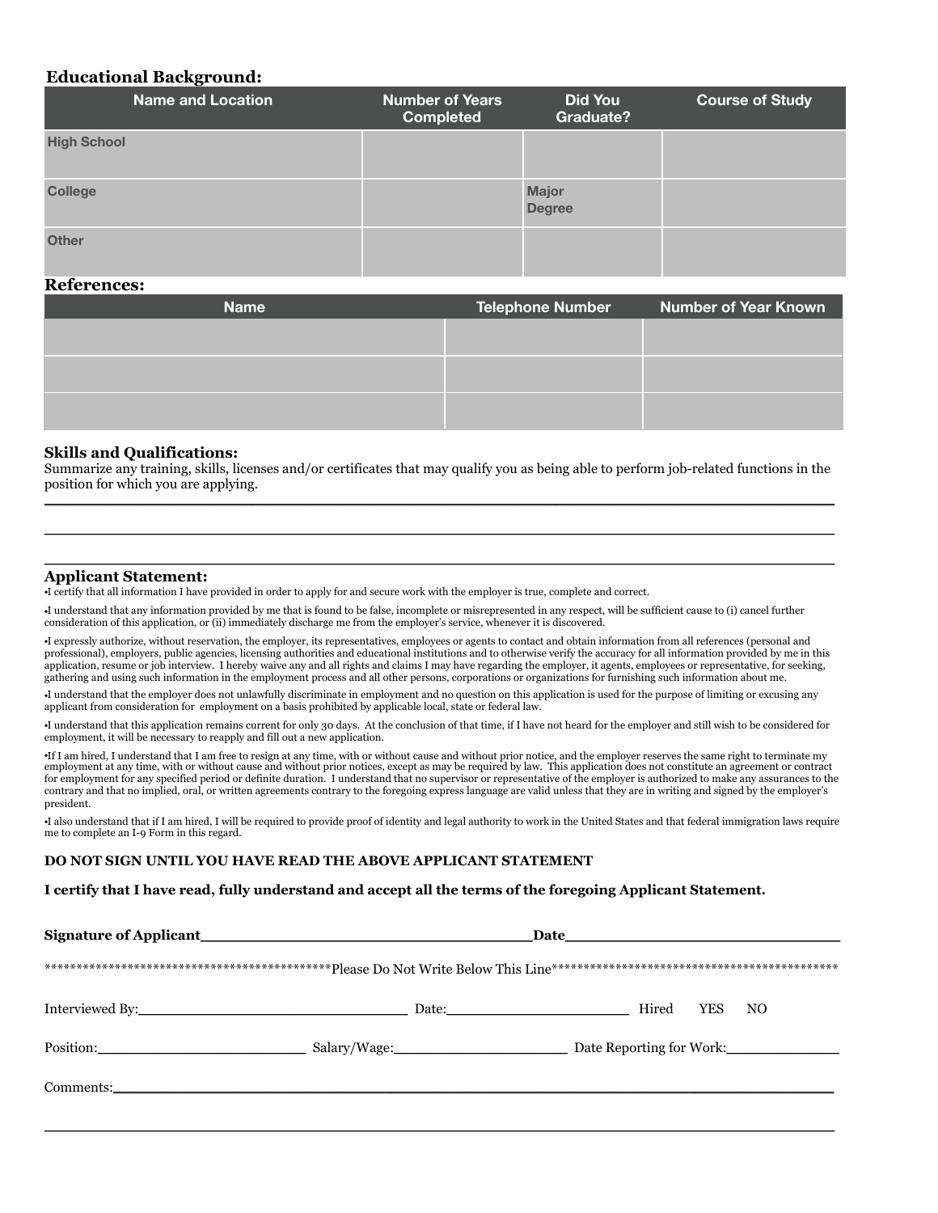### Educational Background:

| Name and Location | Number of Years Completed | Did You Graduate? | Course of Study |
|---|---|---|---|
| High School | | | |
| College | | Major<br>Degree | |
| Other | | | |

### References:

| Name | Telephone Number | Number of Year Known |
|---|---|---|
| | | |
| | | |
| | | |

### Skills and Qualifications:

Summarize any training, skills, licenses and/or certificates that may qualify you as being able to perform job-related functions in the position for which you are applying.

______________________________________________________________________________

______________________________________________________________________________

______________________________________________________________________________

### Applicant Statement:

- I certify that all information I have provided in order to apply for and secure work with the employer is true, complete and correct.
- I understand that any information provided by me that is found to be false, incomplete or misrepresented in any respect, will be sufficient cause to (i) cancel further consideration of this application, or (ii) immediately discharge me from the employer's service, whenever it is discovered.
- I expressly authorize, without reservation, the employer, its representatives, employees or agents to contact and obtain information from all references (personal and professional), employers, public agencies, licensing authorities and educational institutions and to otherwise verify the accuracy for all information provided by me in this application, resume or job interview. I hereby waive any and all rights and claims I may have regarding the employer, it agents, employees or representative, for seeking, gathering and using such information in the employment process and all other persons, corporations or organizations for furnishing such information about me.
- I understand that the employer does not unlawfully discriminate in employment and no question on this application is used for the purpose of limiting or excusing any applicant from consideration for employment on a basis prohibited by applicable local, state or federal law.
- I understand that this application remains current for only 30 days. At the conclusion of that time, if I have not heard for the employer and still wish to be considered for employment, it will be necessary to reapply and fill out a new application.
- If I am hired, I understand that I am free to resign at any time, with or without cause and without prior notice, and the employer reserves the same right to terminate my employment at any time, with or without cause and without prior notices, except as may be required by law. This application does not constitute an agreement or contract for employment for any specified period or definite duration. I understand that no supervisor or representative of the employer is authorized to make any assurances to the contrary and that no implied, oral, or written agreements contrary to the foregoing express language are valid unless that they are in writing and signed by the employer's president.
- I also understand that if I am hired, I will be required to provide proof of identity and legal authority to work in the United States and that federal immigration laws require me to complete an I-9 Form in this regard.

**DO NOT SIGN UNTIL YOU HAVE READ THE ABOVE APPLICANT STATEMENT**

**I certify that I have read, fully understand and accept all the terms of the foregoing Applicant Statement.**

**Signature of Applicant**______________________________ **Date**__________________________

*********************************************Please Do Not Write Below This Line*********************************************

Interviewed By:__________________________ Date:__________________ Hired YES NO

Position:____________________ Salary/Wage:__________________ Date Reporting for Work:____________

Comments:______________________________________________________________________

______________________________________________________________________________